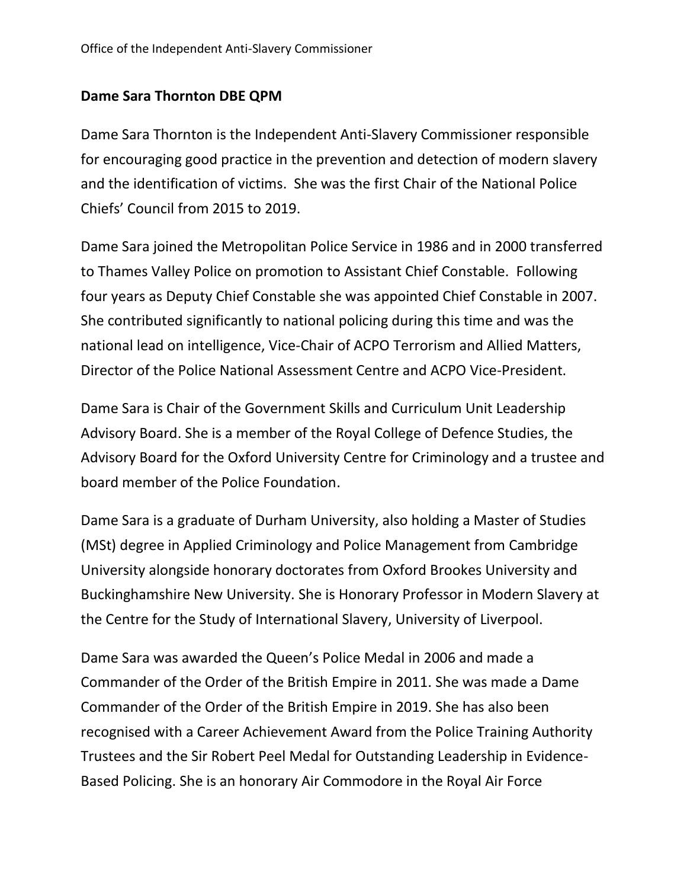**Dame Sara Thornton DBE QPM**

Dame Sara Thornton is the Independent Anti-Slavery Commissioner responsible for encouraging good practice in the prevention and detection of modern slavery and the identification of victims. She was the first Chair of the National Police Chiefs' Council from 2015 to 2019.

Dame Sara joined the Metropolitan Police Service in 1986 and in 2000 transferred to Thames Valley Police on promotion to Assistant Chief Constable. Following four years as Deputy Chief Constable she was appointed Chief Constable in 2007. She contributed significantly to national policing during this time and was the national lead on intelligence, Vice-Chair of ACPO Terrorism and Allied Matters, Director of the Police National Assessment Centre and ACPO Vice-President.

Dame Sara is Chair of the Government Skills and Curriculum Unit Leadership Advisory Board. She is a member of the Royal College of Defence Studies, the Advisory Board for the Oxford University Centre for Criminology and a trustee and board member of the Police Foundation.

Dame Sara is a graduate of Durham University, also holding a Master of Studies (MSt) degree in Applied Criminology and Police Management from Cambridge University alongside honorary doctorates from Oxford Brookes University and Buckinghamshire New University. She is Honorary Professor in Modern Slavery at the Centre for the Study of International Slavery, University of Liverpool.

Dame Sara was awarded the Queen's Police Medal in 2006 and made a Commander of the Order of the British Empire in 2011. She was made a Dame Commander of the Order of the British Empire in 2019. She has also been recognised with a Career Achievement Award from the Police Training Authority Trustees and the Sir Robert Peel Medal for Outstanding Leadership in Evidence-Based Policing. She is an honorary Air Commodore in the Royal Air Force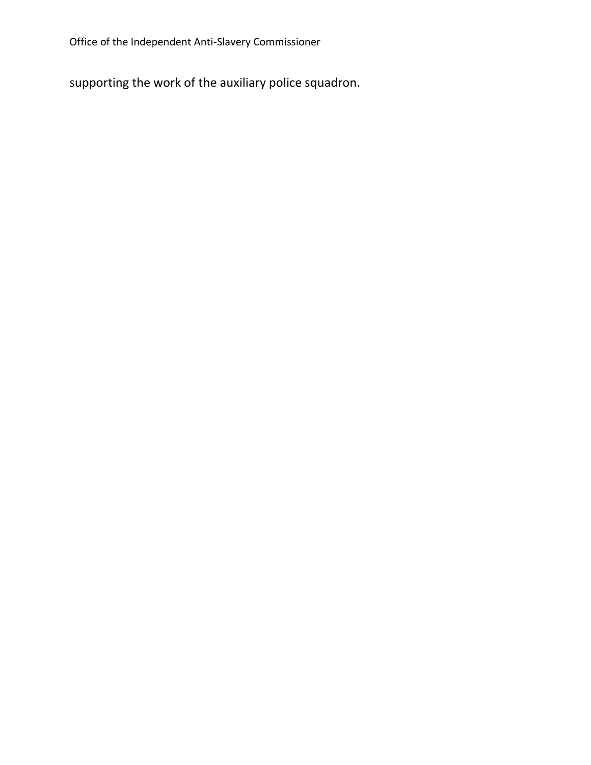supporting the work of the auxiliary police squadron.